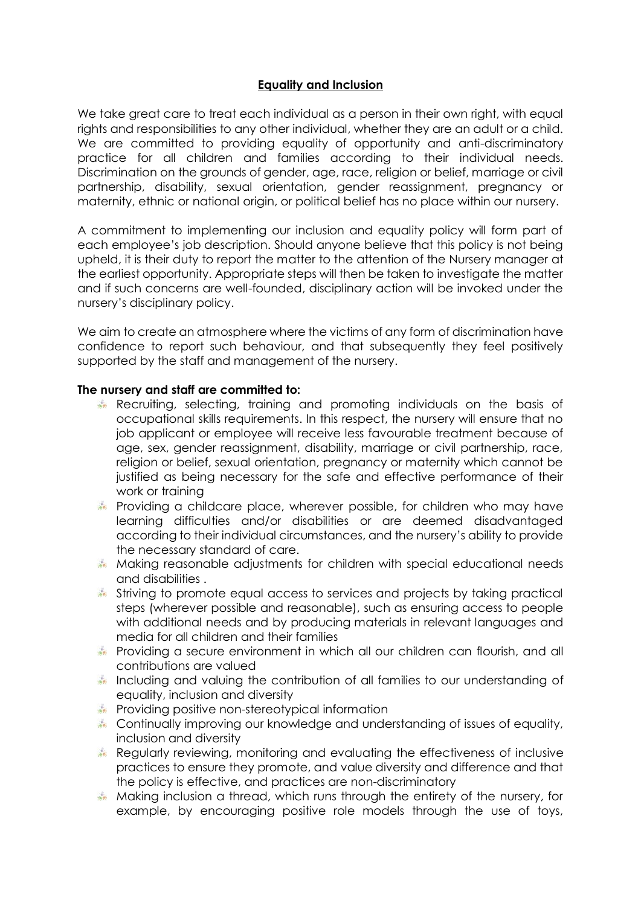## Equality and Inclusion

We take great care to treat each individual as a person in their own right, with equal rights and responsibilities to any other individual, whether they are an adult or a child. We are committed to providing equality of opportunity and anti-discriminatory practice for all children and families according to their individual needs. Discrimination on the grounds of gender, age, race, religion or belief, marriage or civil partnership, disability, sexual orientation, gender reassignment, pregnancy or maternity, ethnic or national origin, or political belief has no place within our nursery.

A commitment to implementing our inclusion and equality policy will form part of each employee's job description. Should anyone believe that this policy is not being upheld, it is their duty to report the matter to the attention of the Nursery manager at the earliest opportunity. Appropriate steps will then be taken to investigate the matter and if such concerns are well-founded, disciplinary action will be invoked under the nursery's disciplinary policy.

We aim to create an atmosphere where the victims of any form of discrimination have confidence to report such behaviour, and that subsequently they feel positively supported by the staff and management of the nursery.

**The nursery and staff are committed to:**

- Recruiting, selecting, training and promoting individuals on the basis of occupational skills requirements. In this respect, the nursery will ensure that no job applicant or employee will receive less favourable treatment because of age, sex, gender reassignment, disability, marriage or civil partnership, race, religion or belief, sexual orientation, pregnancy or maternity which cannot be justified as being necessary for the safe and effective performance of their work or training
- Providing a childcare place, wherever possible, for children who may have learning difficulties and/or disabilities or are deemed disadvantaged according to their individual circumstances, and the nursery's ability to provide the necessary standard of care.
- Making reasonable adjustments for children with special educational needs and disabilities .
- Striving to promote equal access to services and projects by taking practical steps (wherever possible and reasonable), such as ensuring access to people with additional needs and by producing materials in relevant languages and media for all children and their families
- Providing a secure environment in which all our children can flourish, and all contributions are valued
- Including and valuing the contribution of all families to our understanding of equality, inclusion and diversity
- Providing positive non-stereotypical information
- Continually improving our knowledge and understanding of issues of equality, inclusion and diversity
- Regularly reviewing, monitoring and evaluating the effectiveness of inclusive practices to ensure they promote, and value diversity and difference and that the policy is effective, and practices are non-discriminatory
- Making inclusion a thread, which runs through the entirety of the nursery, for example, by encouraging positive role models through the use of toys,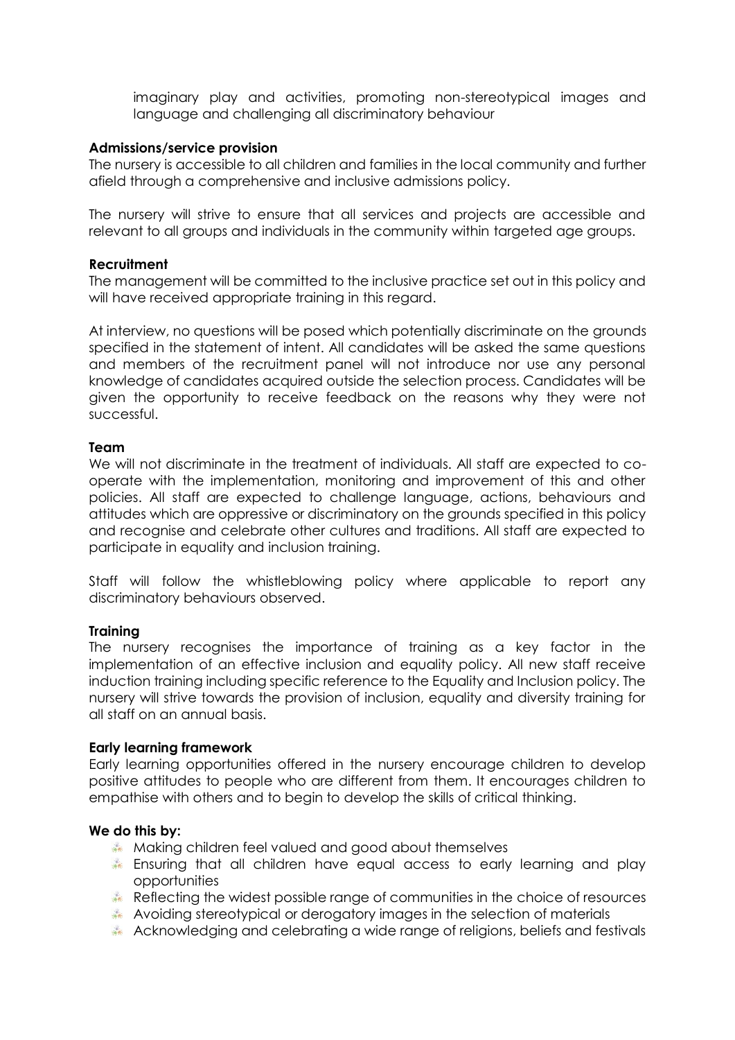imaginary play and activities, promoting non-stereotypical images and language and challenging all discriminatory behaviour

**Admissions/service provision**

The nursery is accessible to all children and families in the local community and further afield through a comprehensive and inclusive admissions policy.

The nursery will strive to ensure that all services and projects are accessible and relevant to all groups and individuals in the community within targeted age groups.

**Recruitment**

The management will be committed to the inclusive practice set out in this policy and will have received appropriate training in this regard.

At interview, no questions will be posed which potentially discriminate on the grounds specified in the statement of intent. All candidates will be asked the same questions and members of the recruitment panel will not introduce nor use any personal knowledge of candidates acquired outside the selection process. Candidates will be given the opportunity to receive feedback on the reasons why they were not successful.

**Team**

We will not discriminate in the treatment of individuals. All staff are expected to co-operate with the implementation, monitoring and improvement of this and other policies. All staff are expected to challenge language, actions, behaviours and attitudes which are oppressive or discriminatory on the grounds specified in this policy and recognise and celebrate other cultures and traditions. All staff are expected to participate in equality and inclusion training.

Staff will follow the whistleblowing policy where applicable to report any discriminatory behaviours observed.

**Training**

The nursery recognises the importance of training as a key factor in the implementation of an effective inclusion and equality policy. All new staff receive induction training including specific reference to the Equality and Inclusion policy. The nursery will strive towards the provision of inclusion, equality and diversity training for all staff on an annual basis.

**Early learning framework**

Early learning opportunities offered in the nursery encourage children to develop positive attitudes to people who are different from them. It encourages children to empathise with others and to begin to develop the skills of critical thinking.

**We do this by:**

- Making children feel valued and good about themselves
- Ensuring that all children have equal access to early learning and play opportunities
- Reflecting the widest possible range of communities in the choice of resources
- Avoiding stereotypical or derogatory images in the selection of materials
- Acknowledging and celebrating a wide range of religions, beliefs and festivals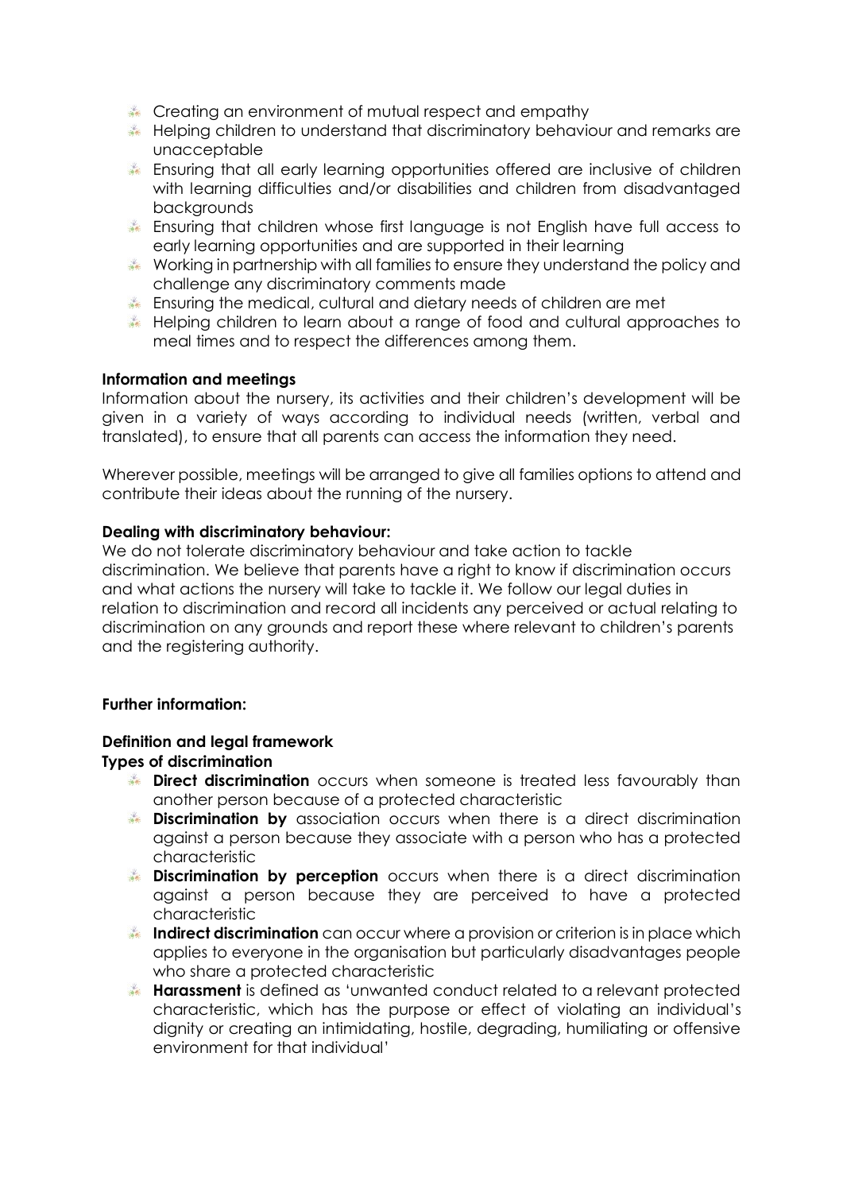- Creating an environment of mutual respect and empathy
- Helping children to understand that discriminatory behaviour and remarks are unacceptable
- Ensuring that all early learning opportunities offered are inclusive of children with learning difficulties and/or disabilities and children from disadvantaged backgrounds
- Ensuring that children whose first language is not English have full access to early learning opportunities and are supported in their learning
- Working in partnership with all families to ensure they understand the policy and challenge any discriminatory comments made
- Ensuring the medical, cultural and dietary needs of children are met
- Helping children to learn about a range of food and cultural approaches to meal times and to respect the differences among them.

**Information and meetings**

Information about the nursery, its activities and their children's development will be given in a variety of ways according to individual needs (written, verbal and translated), to ensure that all parents can access the information they need.

Wherever possible, meetings will be arranged to give all families options to attend and contribute their ideas about the running of the nursery.

**Dealing with discriminatory behaviour:**

We do not tolerate discriminatory behaviour and take action to tackle discrimination. We believe that parents have a right to know if discrimination occurs and what actions the nursery will take to tackle it. We follow our legal duties in relation to discrimination and record all incidents any perceived or actual relating to discrimination on any grounds and report these where relevant to children's parents and the registering authority.

**Further information:**

**Definition and legal framework**

**Types of discrimination**

- **Direct discrimination** occurs when someone is treated less favourably than another person because of a protected characteristic
- **Discrimination by** association occurs when there is a direct discrimination against a person because they associate with a person who has a protected characteristic
- **Discrimination by perception** occurs when there is a direct discrimination against a person because they are perceived to have a protected characteristic
- **Indirect discrimination** can occur where a provision or criterion is in place which applies to everyone in the organisation but particularly disadvantages people who share a protected characteristic
- **Harassment** is defined as 'unwanted conduct related to a relevant protected characteristic, which has the purpose or effect of violating an individual's dignity or creating an intimidating, hostile, degrading, humiliating or offensive environment for that individual'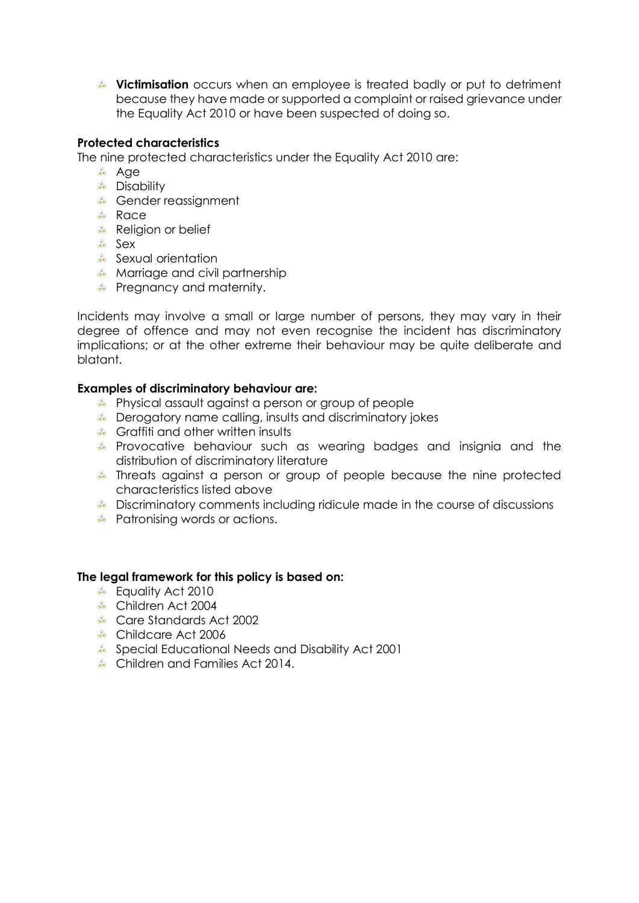- **Victimisation** occurs when an employee is treated badly or put to detriment because they have made or supported a complaint or raised grievance under the Equality Act 2010 or have been suspected of doing so.

**Protected characteristics**

The nine protected characteristics under the Equality Act 2010 are:

- Age
- Disability
- Gender reassignment
- Race
- Religion or belief
- Sex
- Sexual orientation
- Marriage and civil partnership
- Pregnancy and maternity.

Incidents may involve a small or large number of persons, they may vary in their degree of offence and may not even recognise the incident has discriminatory implications; or at the other extreme their behaviour may be quite deliberate and blatant.

**Examples of discriminatory behaviour are:**

- Physical assault against a person or group of people
- Derogatory name calling, insults and discriminatory jokes
- Graffiti and other written insults
- Provocative behaviour such as wearing badges and insignia and the distribution of discriminatory literature
- Threats against a person or group of people because the nine protected characteristics listed above
- Discriminatory comments including ridicule made in the course of discussions
- Patronising words or actions.

**The legal framework for this policy is based on:**

- Equality Act 2010
- Children Act 2004
- Care Standards Act 2002
- Childcare Act 2006
- Special Educational Needs and Disability Act 2001
- Children and Families Act 2014.